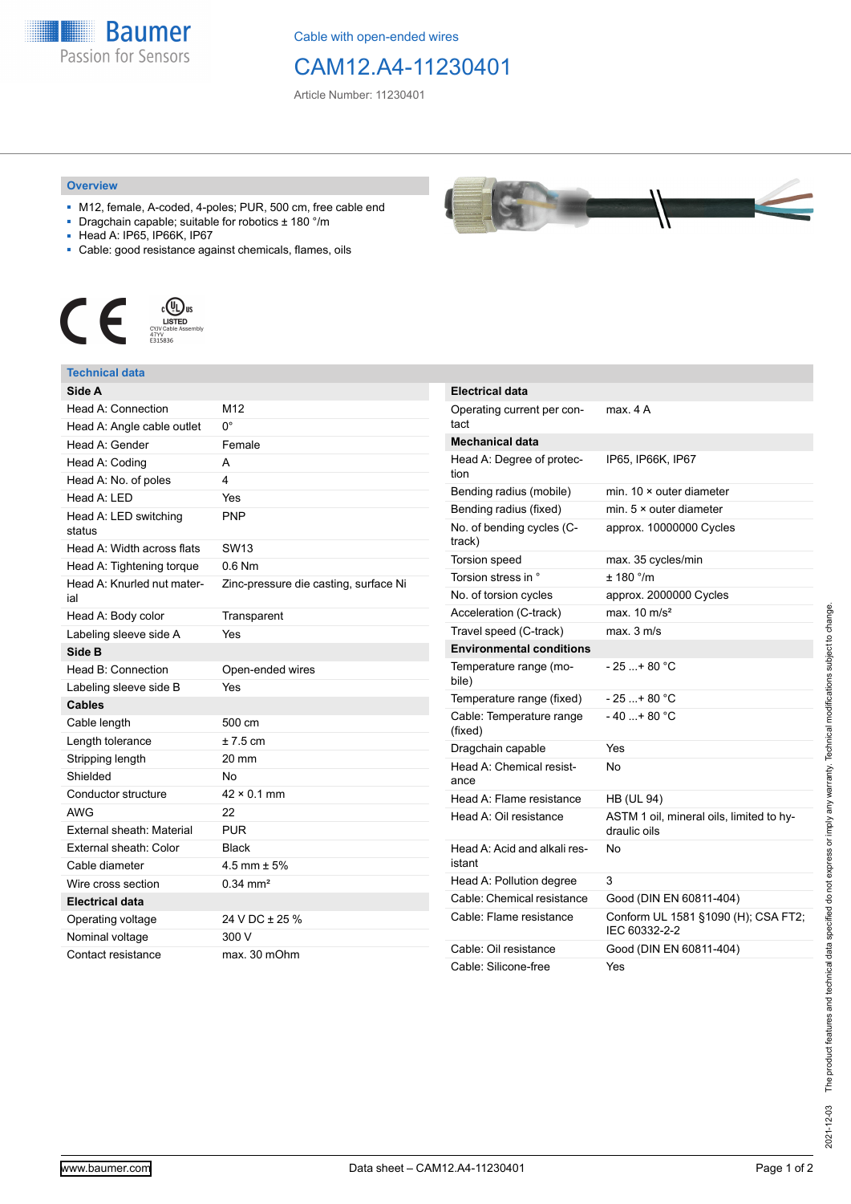Cable with open-ended wires

# CAM12.A4-11230401

Article Number: 11230401

## Overview

- M12, female, A-coded, 4-poles; PUR, 500 cm, free cable end
- Dragchain capable; suitable for robotics ± 180 °/m
- Head A: IP65, IP66K, IP67
- Cable: good resistance against chemicals, flames, oils

## Technical data

| Side A | |
|---|---|
| Head A: Connection | M12 |
| Head A: Angle cable outlet | 0° |
| Head A: Gender | Female |
| Head A: Coding | A |
| Head A: No. of poles | 4 |
| Head A: LED | Yes |
| Head A: LED switching status | PNP |
| Head A: Width across flats | SW13 |
| Head A: Tightening torque | 0.6 Nm |
| Head A: Knurled nut material | Zinc-pressure die casting, surface Ni |
| Head A: Body color | Transparent |
| Labeling sleeve side A | Yes |
| **Side B** | |
| Head B: Connection | Open-ended wires |
| Labeling sleeve side B | Yes |
| **Cables** | |
| Cable length | 500 cm |
| Length tolerance | ± 7.5 cm |
| Stripping length | 20 mm |
| Shielded | No |
| Conductor structure | 42 × 0.1 mm |
| AWG | 22 |
| External sheath: Material | PUR |
| External sheath: Color | Black |
| Cable diameter | 4.5 mm ± 5% |
| Wire cross section | 0.34 mm² |
| **Electrical data** | |
| Operating voltage | 24 V DC ± 25 % |
| Nominal voltage | 300 V |
| Contact resistance | max. 30 mOhm |

| Electrical data | |
|---|---|
| Operating current per contact | max. 4 A |
| **Mechanical data** | |
| Head A: Degree of protection | IP65, IP66K, IP67 |
| Bending radius (mobile) | min. 10 × outer diameter |
| Bending radius (fixed) | min. 5 × outer diameter |
| No. of bending cycles (C-track) | approx. 10000000 Cycles |
| Torsion speed | max. 35 cycles/min |
| Torsion stress in ° | ± 180 °/m |
| No. of torsion cycles | approx. 2000000 Cycles |
| Acceleration (C-track) | max. 10 m/s² |
| Travel speed (C-track) | max. 3 m/s |
| **Environmental conditions** | |
| Temperature range (mobile) | - 25 ...+ 80 °C |
| Temperature range (fixed) | - 25 ...+ 80 °C |
| Cable: Temperature range (fixed) | - 40 ...+ 80 °C |
| Dragchain capable | Yes |
| Head A: Chemical resistance | No |
| Head A: Flame resistance | HB (UL 94) |
| Head A: Oil resistance | ASTM 1 oil, mineral oils, limited to hydraulic oils |
| Head A: Acid and alkali resistant | No |
| Head A: Pollution degree | 3 |
| Cable: Chemical resistance | Good (DIN EN 60811-404) |
| Cable: Flame resistance | Conform UL 1581 §1090 (H); CSA FT2; IEC 60332-2-2 |
| Cable: Oil resistance | Good (DIN EN 60811-404) |
| Cable: Silicone-free | Yes |

2021-12-03 The product features and technical data specified do not express or imply any warranty. Technical modifications subject to change.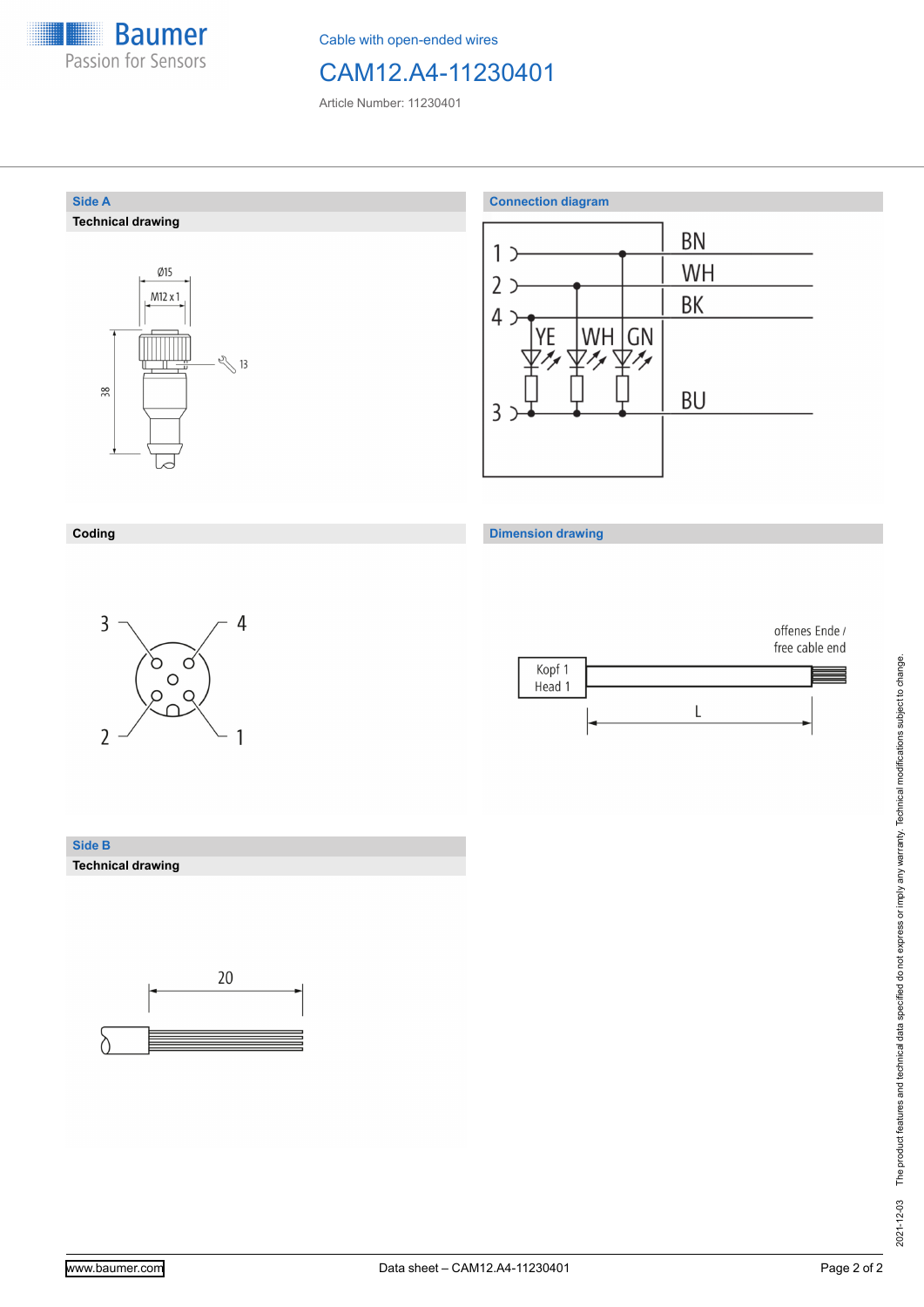Cable with open-ended wires

# CAM12.A4-11230401

Article Number: 11230401

## Side A

### Technical drawing

Ø15

M12 x 1

13

38

## Connection diagram

1
2
4
3

BN
WH
BK
BU

YE
WH
GN

### Coding

3
4
2
1

## Dimension drawing

offenes Ende / free cable end

Kopf 1
Head 1

L

## Side B

### Technical drawing

20

The product features and technical data specified do not express or imply any warranty. Technical modifications subject to change.

2021-12-03

www.baumer.com

Data sheet – CAM12.A4-11230401